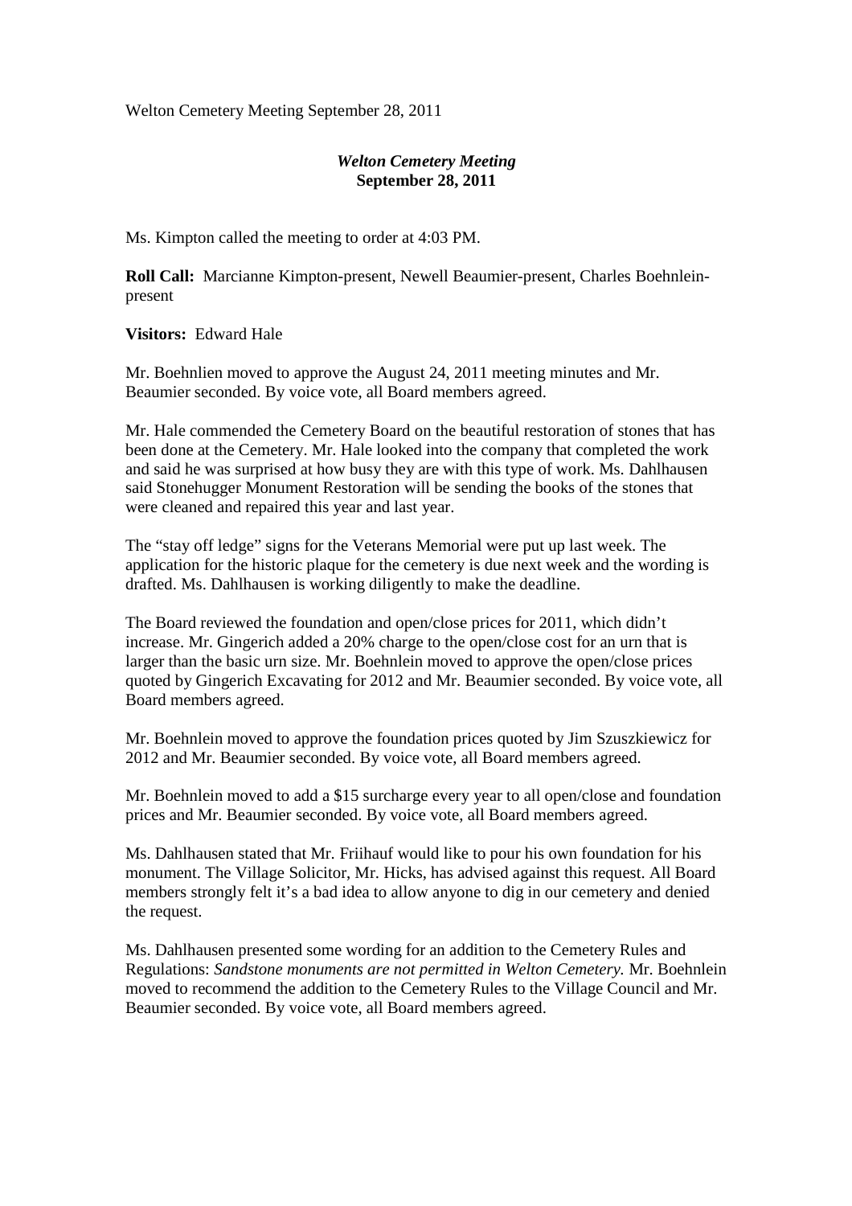Welton Cemetery Meeting September 28, 2011

# *Welton Cemetery Meeting*
**September 28, 2011**

Ms. Kimpton called the meeting to order at 4:03 PM.

**Roll Call:** Marcianne Kimpton-present, Newell Beaumier-present, Charles Boehnlein-present

**Visitors:** Edward Hale

Mr. Boehnlien moved to approve the August 24, 2011 meeting minutes and Mr. Beaumier seconded. By voice vote, all Board members agreed.

Mr. Hale commended the Cemetery Board on the beautiful restoration of stones that has been done at the Cemetery. Mr. Hale looked into the company that completed the work and said he was surprised at how busy they are with this type of work. Ms. Dahlhausen said Stonehugger Monument Restoration will be sending the books of the stones that were cleaned and repaired this year and last year.

The "stay off ledge" signs for the Veterans Memorial were put up last week. The application for the historic plaque for the cemetery is due next week and the wording is drafted. Ms. Dahlhausen is working diligently to make the deadline.

The Board reviewed the foundation and open/close prices for 2011, which didn't increase. Mr. Gingerich added a 20% charge to the open/close cost for an urn that is larger than the basic urn size. Mr. Boehnlein moved to approve the open/close prices quoted by Gingerich Excavating for 2012 and Mr. Beaumier seconded. By voice vote, all Board members agreed.

Mr. Boehnlein moved to approve the foundation prices quoted by Jim Szuszkiewicz for 2012 and Mr. Beaumier seconded. By voice vote, all Board members agreed.

Mr. Boehnlein moved to add a $15 surcharge every year to all open/close and foundation prices and Mr. Beaumier seconded. By voice vote, all Board members agreed.

Ms. Dahlhausen stated that Mr. Friihauf would like to pour his own foundation for his monument. The Village Solicitor, Mr. Hicks, has advised against this request. All Board members strongly felt it's a bad idea to allow anyone to dig in our cemetery and denied the request.

Ms. Dahlhausen presented some wording for an addition to the Cemetery Rules and Regulations: *Sandstone monuments are not permitted in Welton Cemetery.* Mr. Boehnlein moved to recommend the addition to the Cemetery Rules to the Village Council and Mr. Beaumier seconded. By voice vote, all Board members agreed.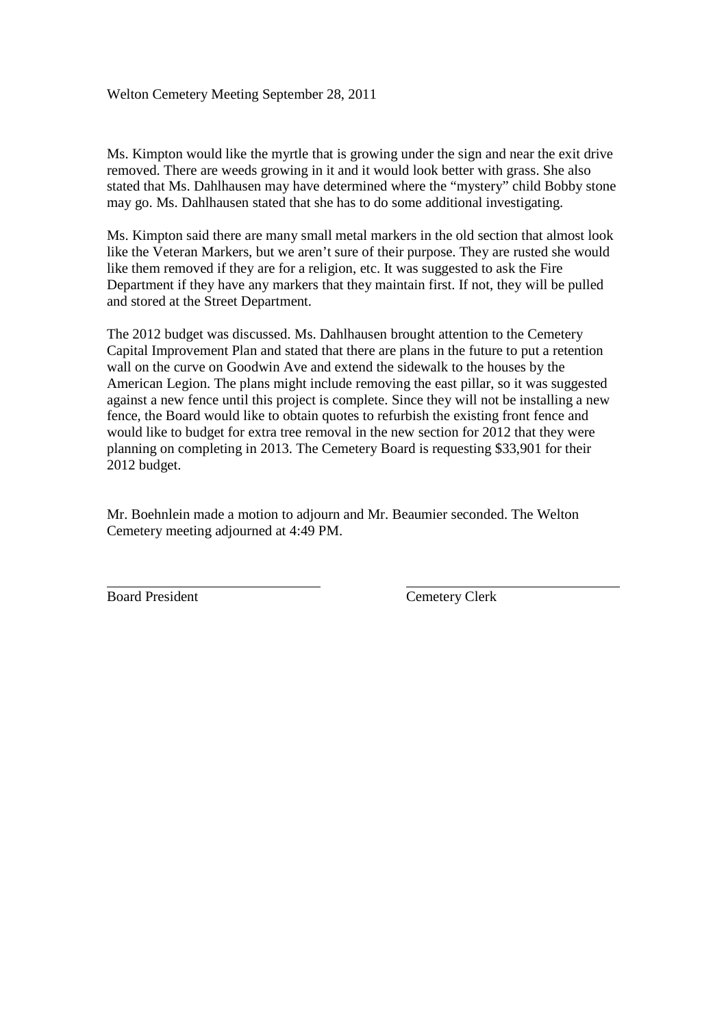Welton Cemetery Meeting September 28, 2011

Ms. Kimpton would like the myrtle that is growing under the sign and near the exit drive removed. There are weeds growing in it and it would look better with grass. She also stated that Ms. Dahlhausen may have determined where the "mystery" child Bobby stone may go. Ms. Dahlhausen stated that she has to do some additional investigating.

Ms. Kimpton said there are many small metal markers in the old section that almost look like the Veteran Markers, but we aren't sure of their purpose. They are rusted she would like them removed if they are for a religion, etc. It was suggested to ask the Fire Department if they have any markers that they maintain first. If not, they will be pulled and stored at the Street Department.

The 2012 budget was discussed. Ms. Dahlhausen brought attention to the Cemetery Capital Improvement Plan and stated that there are plans in the future to put a retention wall on the curve on Goodwin Ave and extend the sidewalk to the houses by the American Legion. The plans might include removing the east pillar, so it was suggested against a new fence until this project is complete. Since they will not be installing a new fence, the Board would like to obtain quotes to refurbish the existing front fence and would like to budget for extra tree removal in the new section for 2012 that they were planning on completing in 2013. The Cemetery Board is requesting $33,901 for their 2012 budget.

Mr. Boehnlein made a motion to adjourn and Mr. Beaumier seconded. The Welton Cemetery meeting adjourned at 4:49 PM.

\_\_\_\_\_\_\_\_\_\_\_\_\_\_\_\_\_\_\_\_\_\_\_\_\_\_\_\_\_\_
Board President

\_\_\_\_\_\_\_\_\_\_\_\_\_\_\_\_\_\_\_\_\_\_\_\_\_\_\_\_\_\_
Cemetery Clerk